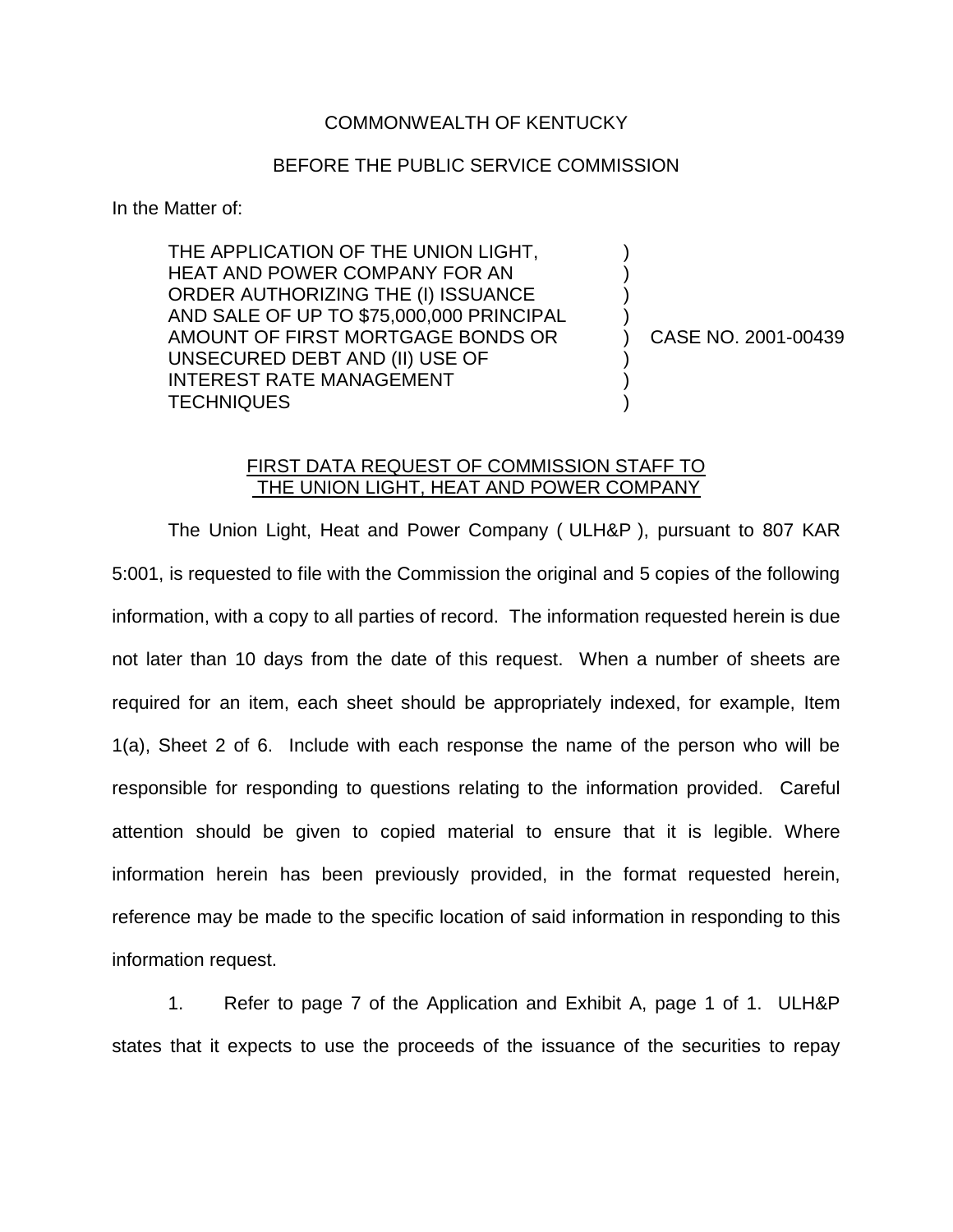COMMONWEALTH OF KENTUCKY

BEFORE THE PUBLIC SERVICE COMMISSION

In the Matter of:

| | | |
|---|---|---|
| THE APPLICATION OF THE UNION LIGHT, HEAT AND POWER COMPANY FOR AN ORDER AUTHORIZING THE (I) ISSUANCE AND SALE OF UP TO $75,000,000 PRINCIPAL AMOUNT OF FIRST MORTGAGE BONDS OR UNSECURED DEBT AND (II) USE OF INTEREST RATE MANAGEMENT TECHNIQUES | ) | CASE NO. 2001-00439 |

FIRST DATA REQUEST OF COMMISSION STAFF TO THE UNION LIGHT, HEAT AND POWER COMPANY

The Union Light, Heat and Power Company ( ULH&P ), pursuant to 807 KAR 5:001, is requested to file with the Commission the original and 5 copies of the following information, with a copy to all parties of record. The information requested herein is due not later than 10 days from the date of this request. When a number of sheets are required for an item, each sheet should be appropriately indexed, for example, Item 1(a), Sheet 2 of 6. Include with each response the name of the person who will be responsible for responding to questions relating to the information provided. Careful attention should be given to copied material to ensure that it is legible. Where information herein has been previously provided, in the format requested herein, reference may be made to the specific location of said information in responding to this information request.

1. Refer to page 7 of the Application and Exhibit A, page 1 of 1. ULH&P states that it expects to use the proceeds of the issuance of the securities to repay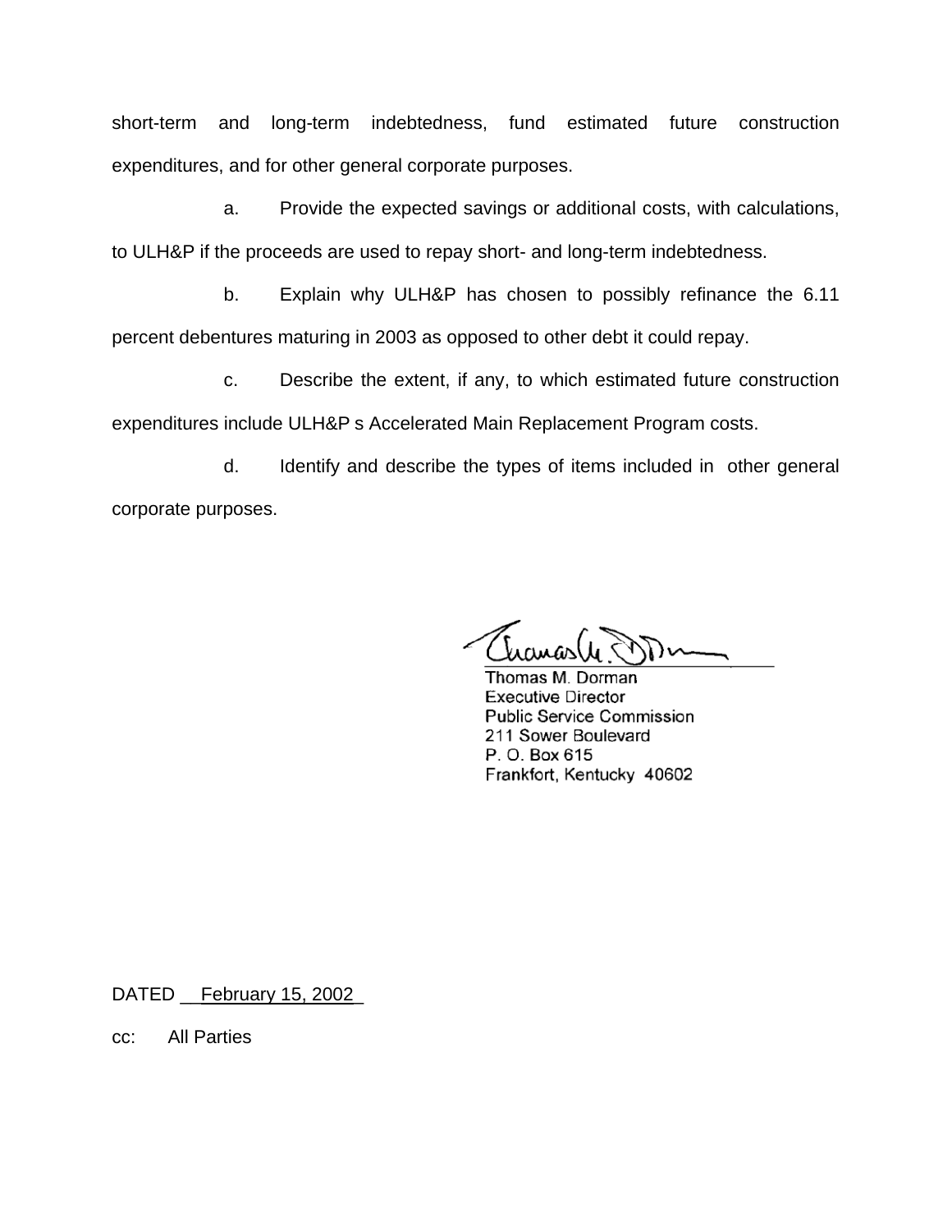short-term and long-term indebtedness, fund estimated future construction expenditures, and for other general corporate purposes.

a. Provide the expected savings or additional costs, with calculations, to ULH&P if the proceeds are used to repay short- and long-term indebtedness.

b. Explain why ULH&P has chosen to possibly refinance the 6.11 percent debentures maturing in 2003 as opposed to other debt it could repay.

c. Describe the extent, if any, to which estimated future construction expenditures include ULH&P s Accelerated Main Replacement Program costs.

d. Identify and describe the types of items included in other general corporate purposes.

Thomas M. Dorman
Executive Director
Public Service Commission
211 Sower Boulevard
P. O. Box 615
Frankfort, Kentucky 40602

DATED February 15, 2002

cc: All Parties